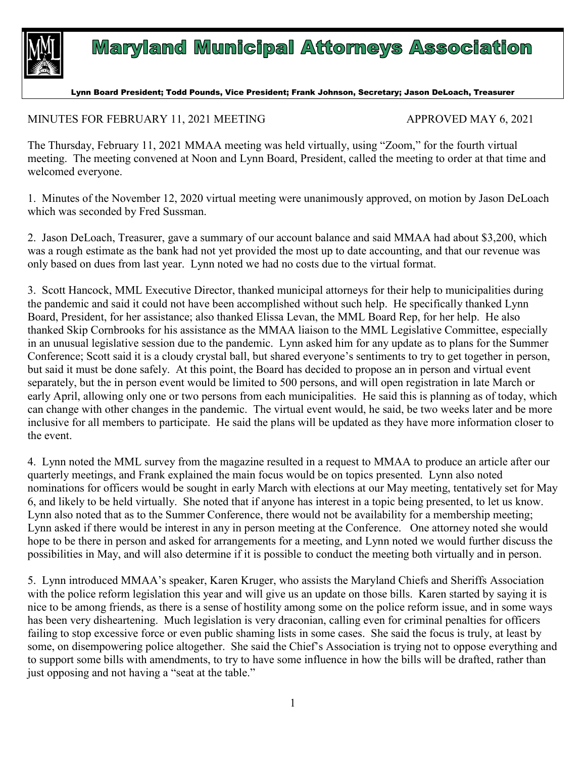# Maryland Municipal Attorneys Association

**Lynn Board President; Todd Pounds, Vice President; Frank Johnson, Secretary; Jason DeLoach, Treasurer**

MINUTES FOR FEBRUARY 11, 2021 MEETING APPROVED MAY 6, 2021

The Thursday, February 11, 2021 MMAA meeting was held virtually, using "Zoom," for the fourth virtual meeting. The meeting convened at Noon and Lynn Board, President, called the meeting to order at that time and welcomed everyone.

1. Minutes of the November 12, 2020 virtual meeting were unanimously approved, on motion by Jason DeLoach which was seconded by Fred Sussman.

2. Jason DeLoach, Treasurer, gave a summary of our account balance and said MMAA had about $3,200, which was a rough estimate as the bank had not yet provided the most up to date accounting, and that our revenue was only based on dues from last year. Lynn noted we had no costs due to the virtual format.

3. Scott Hancock, MML Executive Director, thanked municipal attorneys for their help to municipalities during the pandemic and said it could not have been accomplished without such help. He specifically thanked Lynn Board, President, for her assistance; also thanked Elissa Levan, the MML Board Rep, for her help. He also thanked Skip Cornbrooks for his assistance as the MMAA liaison to the MML Legislative Committee, especially in an unusual legislative session due to the pandemic. Lynn asked him for any update as to plans for the Summer Conference; Scott said it is a cloudy crystal ball, but shared everyone's sentiments to try to get together in person, but said it must be done safely. At this point, the Board has decided to propose an in person and virtual event separately, but the in person event would be limited to 500 persons, and will open registration in late March or early April, allowing only one or two persons from each municipalities. He said this is planning as of today, which can change with other changes in the pandemic. The virtual event would, he said, be two weeks later and be more inclusive for all members to participate. He said the plans will be updated as they have more information closer to the event.

4. Lynn noted the MML survey from the magazine resulted in a request to MMAA to produce an article after our quarterly meetings, and Frank explained the main focus would be on topics presented. Lynn also noted nominations for officers would be sought in early March with elections at our May meeting, tentatively set for May 6, and likely to be held virtually. She noted that if anyone has interest in a topic being presented, to let us know. Lynn also noted that as to the Summer Conference, there would not be availability for a membership meeting; Lynn asked if there would be interest in any in person meeting at the Conference. One attorney noted she would hope to be there in person and asked for arrangements for a meeting, and Lynn noted we would further discuss the possibilities in May, and will also determine if it is possible to conduct the meeting both virtually and in person.

5. Lynn introduced MMAA's speaker, Karen Kruger, who assists the Maryland Chiefs and Sheriffs Association with the police reform legislation this year and will give us an update on those bills. Karen started by saying it is nice to be among friends, as there is a sense of hostility among some on the police reform issue, and in some ways has been very disheartening. Much legislation is very draconian, calling even for criminal penalties for officers failing to stop excessive force or even public shaming lists in some cases. She said the focus is truly, at least by some, on disempowering police altogether. She said the Chief's Association is trying not to oppose everything and to support some bills with amendments, to try to have some influence in how the bills will be drafted, rather than just opposing and not having a "seat at the table."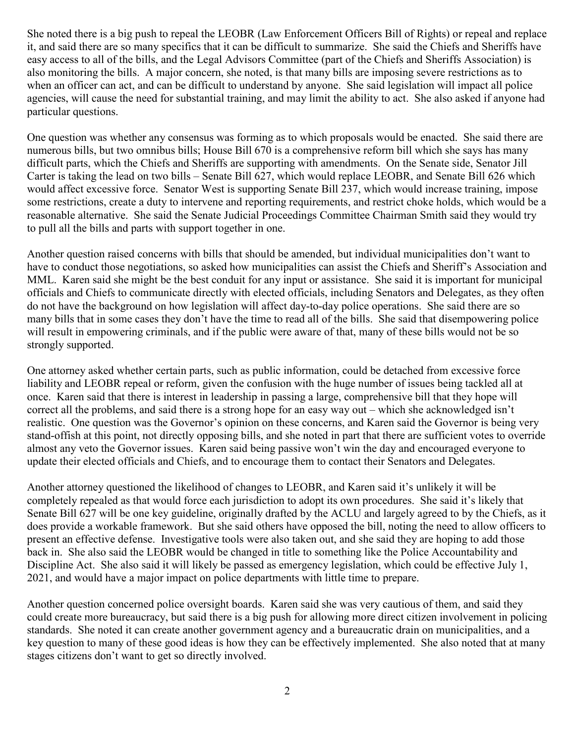She noted there is a big push to repeal the LEOBR (Law Enforcement Officers Bill of Rights) or repeal and replace it, and said there are so many specifics that it can be difficult to summarize. She said the Chiefs and Sheriffs have easy access to all of the bills, and the Legal Advisors Committee (part of the Chiefs and Sheriffs Association) is also monitoring the bills. A major concern, she noted, is that many bills are imposing severe restrictions as to when an officer can act, and can be difficult to understand by anyone. She said legislation will impact all police agencies, will cause the need for substantial training, and may limit the ability to act. She also asked if anyone had particular questions.

One question was whether any consensus was forming as to which proposals would be enacted. She said there are numerous bills, but two omnibus bills; House Bill 670 is a comprehensive reform bill which she says has many difficult parts, which the Chiefs and Sheriffs are supporting with amendments. On the Senate side, Senator Jill Carter is taking the lead on two bills – Senate Bill 627, which would replace LEOBR, and Senate Bill 626 which would affect excessive force. Senator West is supporting Senate Bill 237, which would increase training, impose some restrictions, create a duty to intervene and reporting requirements, and restrict choke holds, which would be a reasonable alternative. She said the Senate Judicial Proceedings Committee Chairman Smith said they would try to pull all the bills and parts with support together in one.

Another question raised concerns with bills that should be amended, but individual municipalities don't want to have to conduct those negotiations, so asked how municipalities can assist the Chiefs and Sheriff's Association and MML. Karen said she might be the best conduit for any input or assistance. She said it is important for municipal officials and Chiefs to communicate directly with elected officials, including Senators and Delegates, as they often do not have the background on how legislation will affect day-to-day police operations. She said there are so many bills that in some cases they don't have the time to read all of the bills. She said that disempowering police will result in empowering criminals, and if the public were aware of that, many of these bills would not be so strongly supported.

One attorney asked whether certain parts, such as public information, could be detached from excessive force liability and LEOBR repeal or reform, given the confusion with the huge number of issues being tackled all at once. Karen said that there is interest in leadership in passing a large, comprehensive bill that they hope will correct all the problems, and said there is a strong hope for an easy way out – which she acknowledged isn't realistic. One question was the Governor's opinion on these concerns, and Karen said the Governor is being very stand-offish at this point, not directly opposing bills, and she noted in part that there are sufficient votes to override almost any veto the Governor issues. Karen said being passive won't win the day and encouraged everyone to update their elected officials and Chiefs, and to encourage them to contact their Senators and Delegates.

Another attorney questioned the likelihood of changes to LEOBR, and Karen said it's unlikely it will be completely repealed as that would force each jurisdiction to adopt its own procedures. She said it's likely that Senate Bill 627 will be one key guideline, originally drafted by the ACLU and largely agreed to by the Chiefs, as it does provide a workable framework. But she said others have opposed the bill, noting the need to allow officers to present an effective defense. Investigative tools were also taken out, and she said they are hoping to add those back in. She also said the LEOBR would be changed in title to something like the Police Accountability and Discipline Act. She also said it will likely be passed as emergency legislation, which could be effective July 1, 2021, and would have a major impact on police departments with little time to prepare.

Another question concerned police oversight boards. Karen said she was very cautious of them, and said they could create more bureaucracy, but said there is a big push for allowing more direct citizen involvement in policing standards. She noted it can create another government agency and a bureaucratic drain on municipalities, and a key question to many of these good ideas is how they can be effectively implemented. She also noted that at many stages citizens don't want to get so directly involved.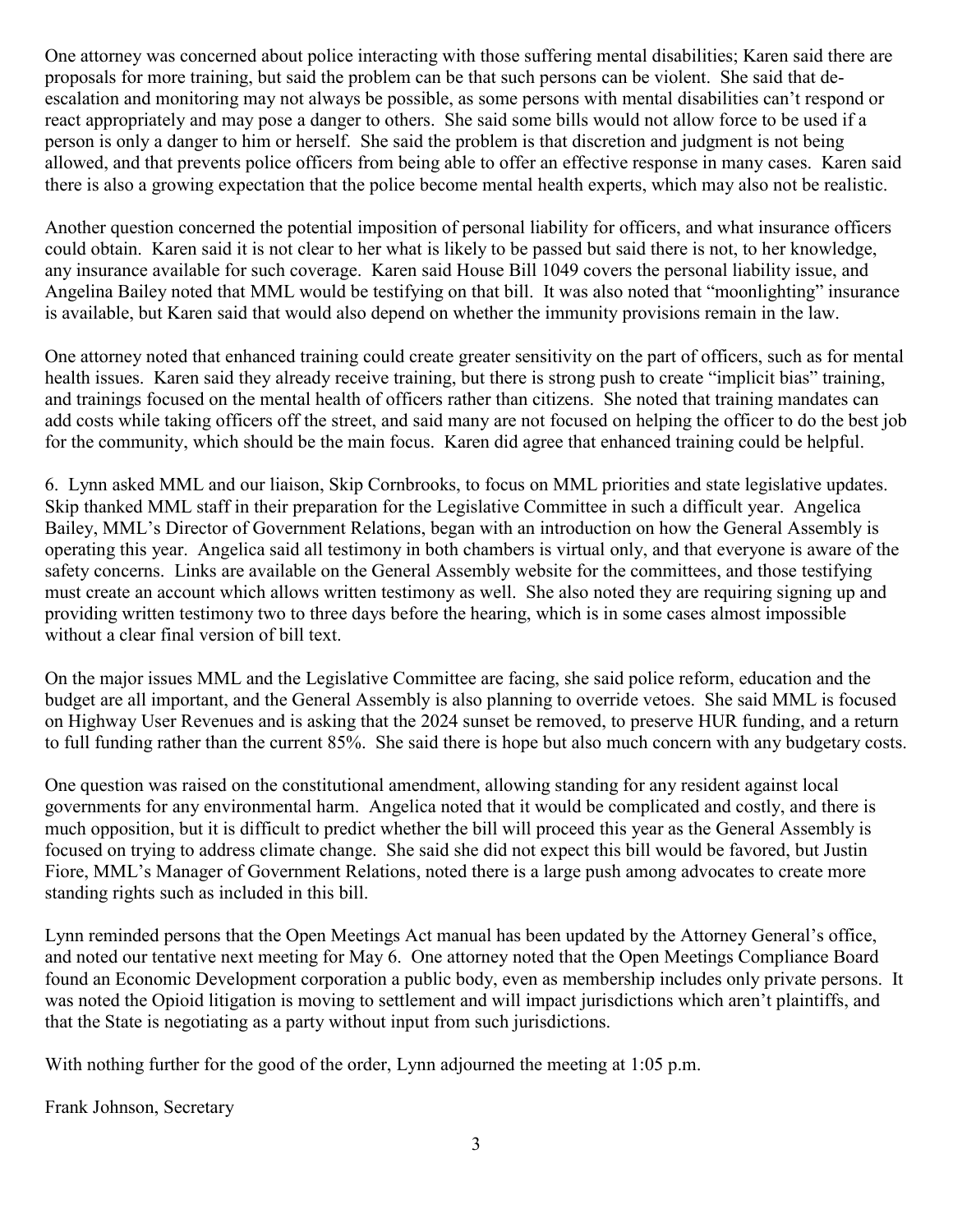One attorney was concerned about police interacting with those suffering mental disabilities; Karen said there are proposals for more training, but said the problem can be that such persons can be violent. She said that de-escalation and monitoring may not always be possible, as some persons with mental disabilities can't respond or react appropriately and may pose a danger to others. She said some bills would not allow force to be used if a person is only a danger to him or herself. She said the problem is that discretion and judgment is not being allowed, and that prevents police officers from being able to offer an effective response in many cases. Karen said there is also a growing expectation that the police become mental health experts, which may also not be realistic.

Another question concerned the potential imposition of personal liability for officers, and what insurance officers could obtain. Karen said it is not clear to her what is likely to be passed but said there is not, to her knowledge, any insurance available for such coverage. Karen said House Bill 1049 covers the personal liability issue, and Angelina Bailey noted that MML would be testifying on that bill. It was also noted that "moonlighting" insurance is available, but Karen said that would also depend on whether the immunity provisions remain in the law.

One attorney noted that enhanced training could create greater sensitivity on the part of officers, such as for mental health issues. Karen said they already receive training, but there is strong push to create "implicit bias" training, and trainings focused on the mental health of officers rather than citizens. She noted that training mandates can add costs while taking officers off the street, and said many are not focused on helping the officer to do the best job for the community, which should be the main focus. Karen did agree that enhanced training could be helpful.

6. Lynn asked MML and our liaison, Skip Cornbrooks, to focus on MML priorities and state legislative updates. Skip thanked MML staff in their preparation for the Legislative Committee in such a difficult year. Angelica Bailey, MML's Director of Government Relations, began with an introduction on how the General Assembly is operating this year. Angelica said all testimony in both chambers is virtual only, and that everyone is aware of the safety concerns. Links are available on the General Assembly website for the committees, and those testifying must create an account which allows written testimony as well. She also noted they are requiring signing up and providing written testimony two to three days before the hearing, which is in some cases almost impossible without a clear final version of bill text.

On the major issues MML and the Legislative Committee are facing, she said police reform, education and the budget are all important, and the General Assembly is also planning to override vetoes. She said MML is focused on Highway User Revenues and is asking that the 2024 sunset be removed, to preserve HUR funding, and a return to full funding rather than the current 85%. She said there is hope but also much concern with any budgetary costs.

One question was raised on the constitutional amendment, allowing standing for any resident against local governments for any environmental harm. Angelica noted that it would be complicated and costly, and there is much opposition, but it is difficult to predict whether the bill will proceed this year as the General Assembly is focused on trying to address climate change. She said she did not expect this bill would be favored, but Justin Fiore, MML's Manager of Government Relations, noted there is a large push among advocates to create more standing rights such as included in this bill.

Lynn reminded persons that the Open Meetings Act manual has been updated by the Attorney General's office, and noted our tentative next meeting for May 6. One attorney noted that the Open Meetings Compliance Board found an Economic Development corporation a public body, even as membership includes only private persons. It was noted the Opioid litigation is moving to settlement and will impact jurisdictions which aren't plaintiffs, and that the State is negotiating as a party without input from such jurisdictions.

With nothing further for the good of the order, Lynn adjourned the meeting at 1:05 p.m.

Frank Johnson, Secretary